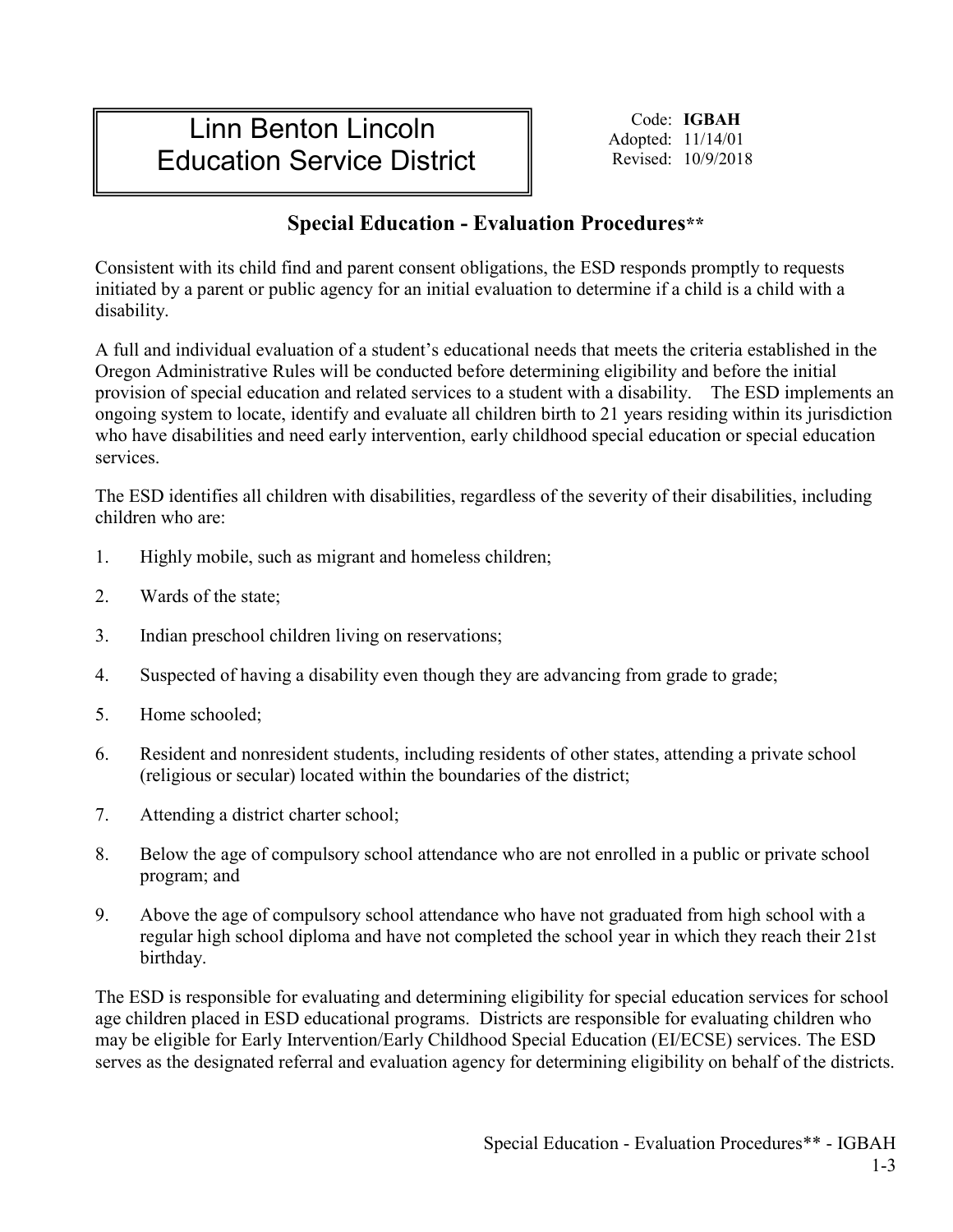# Linn Benton Lincoln Education Service District

Code: **IGBAH**
Adopted: 11/14/01
Revised: 10/9/2018

## Special Education - Evaluation Procedures**

Consistent with its child find and parent consent obligations, the ESD responds promptly to requests initiated by a parent or public agency for an initial evaluation to determine if a child is a child with a disability.

A full and individual evaluation of a student's educational needs that meets the criteria established in the Oregon Administrative Rules will be conducted before determining eligibility and before the initial provision of special education and related services to a student with a disability. The ESD implements an ongoing system to locate, identify and evaluate all children birth to 21 years residing within its jurisdiction who have disabilities and need early intervention, early childhood special education or special education services.

The ESD identifies all children with disabilities, regardless of the severity of their disabilities, including children who are:

1. Highly mobile, such as migrant and homeless children;
2. Wards of the state;
3. Indian preschool children living on reservations;
4. Suspected of having a disability even though they are advancing from grade to grade;
5. Home schooled;
6. Resident and nonresident students, including residents of other states, attending a private school (religious or secular) located within the boundaries of the district;
7. Attending a district charter school;
8. Below the age of compulsory school attendance who are not enrolled in a public or private school program; and
9. Above the age of compulsory school attendance who have not graduated from high school with a regular high school diploma and have not completed the school year in which they reach their 21st birthday.

The ESD is responsible for evaluating and determining eligibility for special education services for school age children placed in ESD educational programs. Districts are responsible for evaluating children who may be eligible for Early Intervention/Early Childhood Special Education (EI/ECSE) services. The ESD serves as the designated referral and evaluation agency for determining eligibility on behalf of the districts.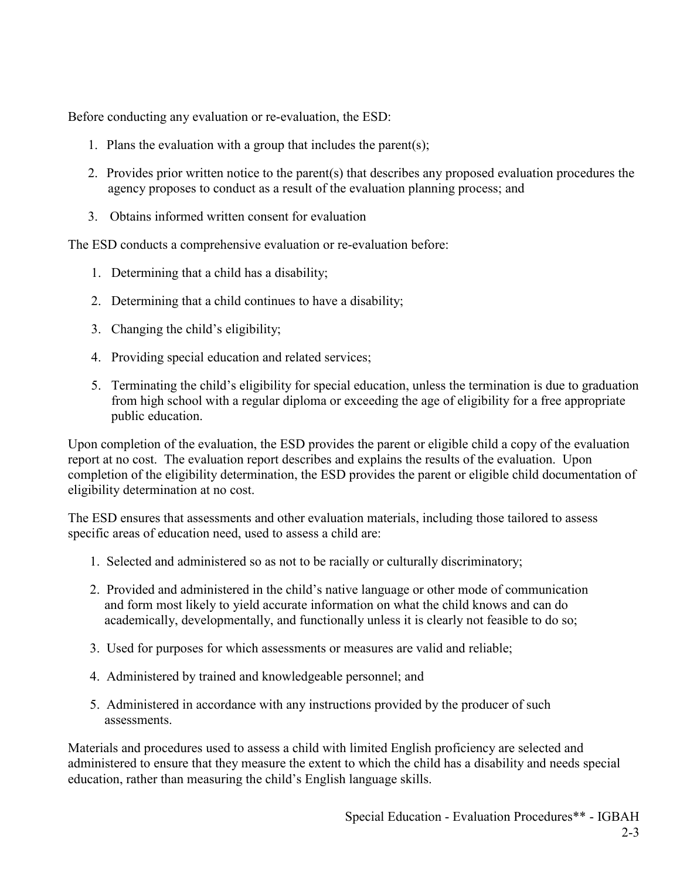Before conducting any evaluation or re-evaluation, the ESD:

1. Plans the evaluation with a group that includes the parent(s);
2. Provides prior written notice to the parent(s) that describes any proposed evaluation procedures the agency proposes to conduct as a result of the evaluation planning process; and
3. Obtains informed written consent for evaluation

The ESD conducts a comprehensive evaluation or re-evaluation before:

1. Determining that a child has a disability;
2. Determining that a child continues to have a disability;
3. Changing the child's eligibility;
4. Providing special education and related services;
5. Terminating the child's eligibility for special education, unless the termination is due to graduation from high school with a regular diploma or exceeding the age of eligibility for a free appropriate public education.

Upon completion of the evaluation, the ESD provides the parent or eligible child a copy of the evaluation report at no cost. The evaluation report describes and explains the results of the evaluation. Upon completion of the eligibility determination, the ESD provides the parent or eligible child documentation of eligibility determination at no cost.

The ESD ensures that assessments and other evaluation materials, including those tailored to assess specific areas of education need, used to assess a child are:

1. Selected and administered so as not to be racially or culturally discriminatory;
2. Provided and administered in the child's native language or other mode of communication and form most likely to yield accurate information on what the child knows and can do academically, developmentally, and functionally unless it is clearly not feasible to do so;
3. Used for purposes for which assessments or measures are valid and reliable;
4. Administered by trained and knowledgeable personnel; and
5. Administered in accordance with any instructions provided by the producer of such assessments.

Materials and procedures used to assess a child with limited English proficiency are selected and administered to ensure that they measure the extent to which the child has a disability and needs special education, rather than measuring the child's English language skills.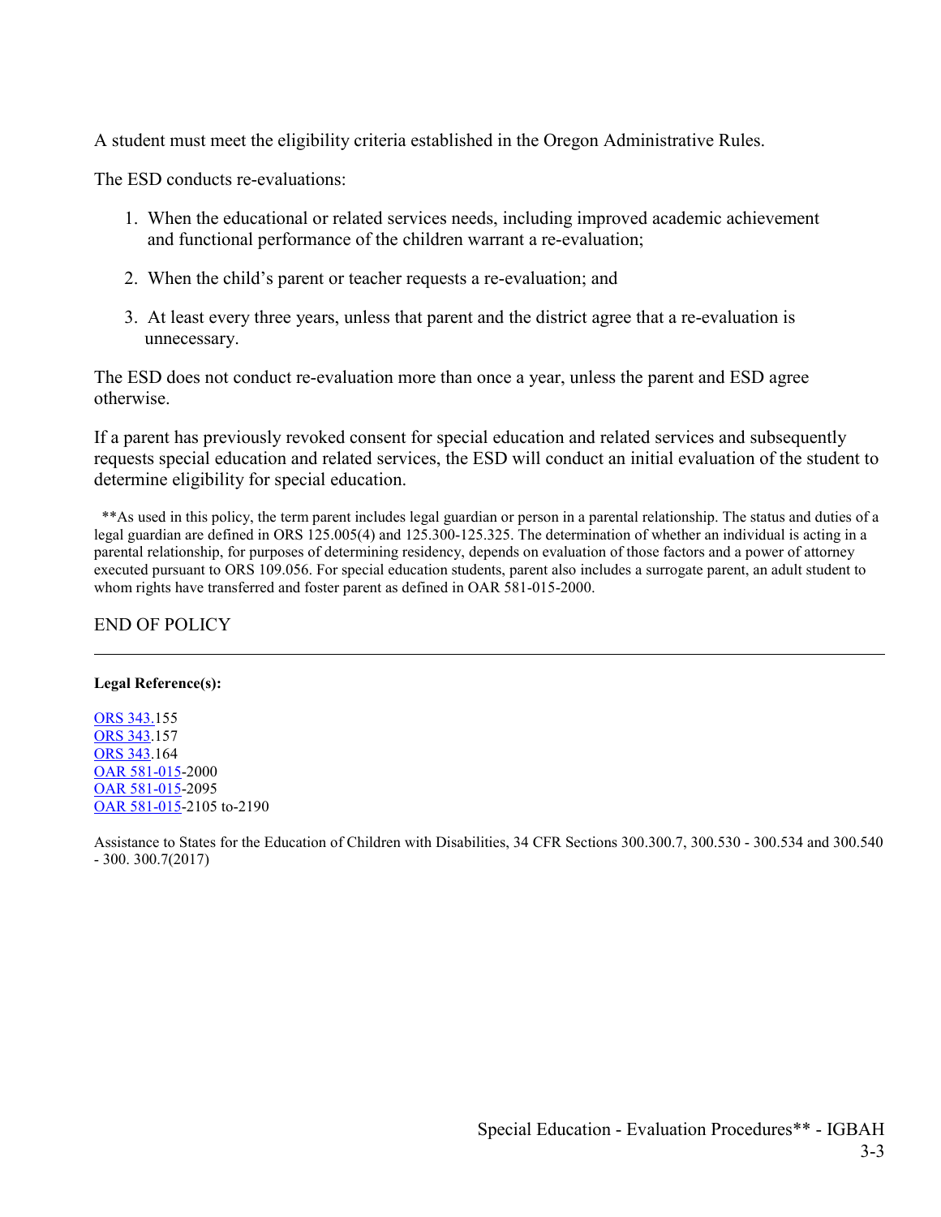A student must meet the eligibility criteria established in the Oregon Administrative Rules.

The ESD conducts re-evaluations:

1. When the educational or related services needs, including improved academic achievement and functional performance of the children warrant a re-evaluation;
2. When the child's parent or teacher requests a re-evaluation; and
3. At least every three years, unless that parent and the district agree that a re-evaluation is unnecessary.

The ESD does not conduct re-evaluation more than once a year, unless the parent and ESD agree otherwise.

If a parent has previously revoked consent for special education and related services and subsequently requests special education and related services, the ESD will conduct an initial evaluation of the student to determine eligibility for special education.

**As used in this policy, the term parent includes legal guardian or person in a parental relationship. The status and duties of a legal guardian are defined in ORS 125.005(4) and 125.300-125.325. The determination of whether an individual is acting in a parental relationship, for purposes of determining residency, depends on evaluation of those factors and a power of attorney executed pursuant to ORS 109.056. For special education students, parent also includes a surrogate parent, an adult student to whom rights have transferred and foster parent as defined in OAR 581-015-2000.

END OF POLICY

---

**Legal Reference(s):**

ORS 343.155
ORS 343.157
ORS 343.164
OAR 581-015-2000
OAR 581-015-2095
OAR 581-015-2105 to-2190

Assistance to States for the Education of Children with Disabilities, 34 CFR Sections 300.300.7, 300.530 - 300.534 and 300.540 - 300. 300.7(2017)

Special Education - Evaluation Procedures** - IGBAH